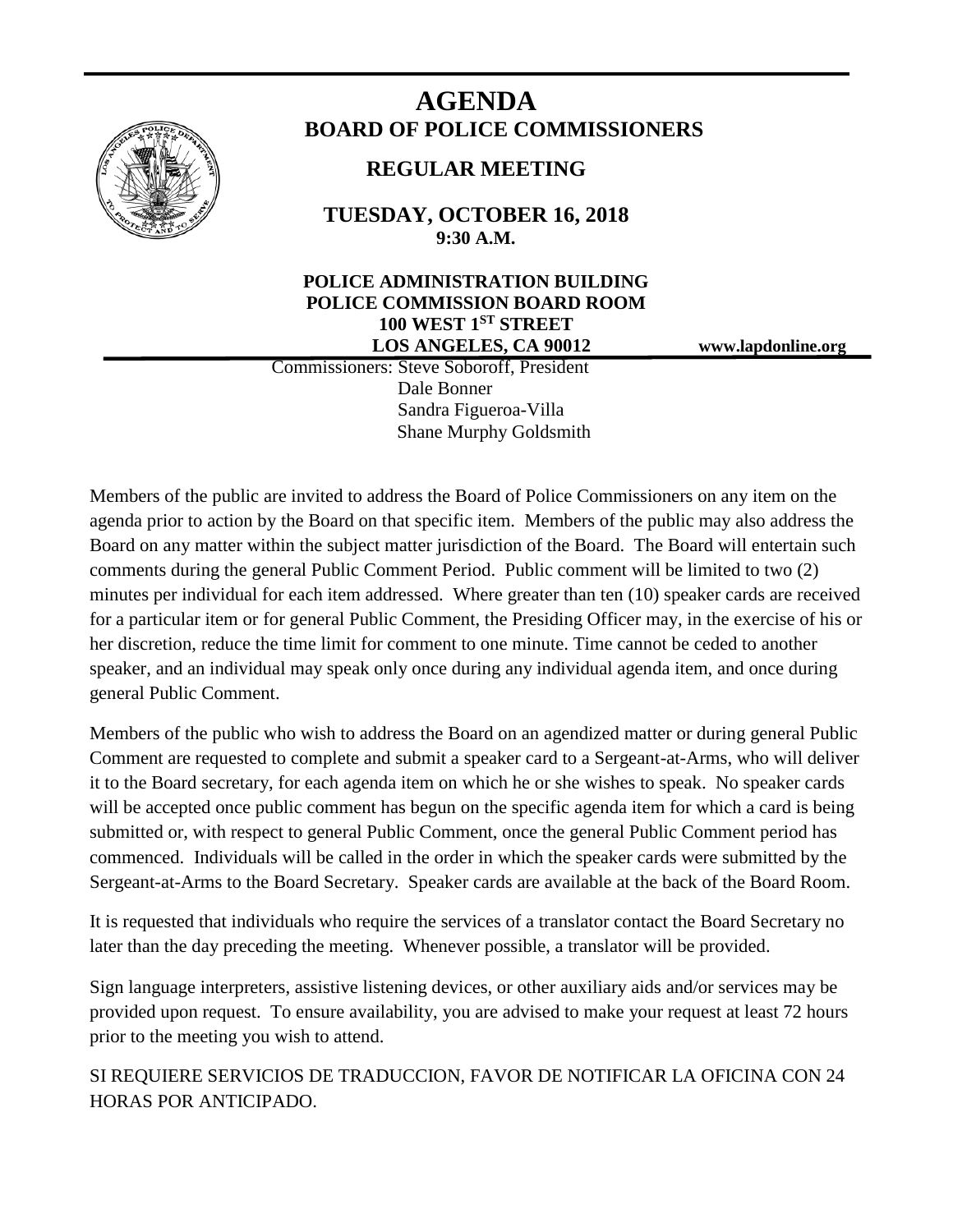# AGENDA

## BOARD OF POLICE COMMISSIONERS

### REGULAR MEETING

**TUESDAY, OCTOBER 16, 2018**
**9:30 A.M.**

**POLICE ADMINISTRATION BUILDING**
**POLICE COMMISSION BOARD ROOM**
**100 WEST 1ST STREET**
**LOS ANGELES, CA 90012**

**www.lapdonline.org**

Commissioners: Steve Soboroff, President
Dale Bonner
Sandra Figueroa-Villa
Shane Murphy Goldsmith

Members of the public are invited to address the Board of Police Commissioners on any item on the agenda prior to action by the Board on that specific item. Members of the public may also address the Board on any matter within the subject matter jurisdiction of the Board. The Board will entertain such comments during the general Public Comment Period. Public comment will be limited to two (2) minutes per individual for each item addressed. Where greater than ten (10) speaker cards are received for a particular item or for general Public Comment, the Presiding Officer may, in the exercise of his or her discretion, reduce the time limit for comment to one minute. Time cannot be ceded to another speaker, and an individual may speak only once during any individual agenda item, and once during general Public Comment.

Members of the public who wish to address the Board on an agendized matter or during general Public Comment are requested to complete and submit a speaker card to a Sergeant-at-Arms, who will deliver it to the Board secretary, for each agenda item on which he or she wishes to speak. No speaker cards will be accepted once public comment has begun on the specific agenda item for which a card is being submitted or, with respect to general Public Comment, once the general Public Comment period has commenced. Individuals will be called in the order in which the speaker cards were submitted by the Sergeant-at-Arms to the Board Secretary. Speaker cards are available at the back of the Board Room.

It is requested that individuals who require the services of a translator contact the Board Secretary no later than the day preceding the meeting. Whenever possible, a translator will be provided.

Sign language interpreters, assistive listening devices, or other auxiliary aids and/or services may be provided upon request. To ensure availability, you are advised to make your request at least 72 hours prior to the meeting you wish to attend.

SI REQUIERE SERVICIOS DE TRADUCCION, FAVOR DE NOTIFICAR LA OFICINA CON 24 HORAS POR ANTICIPADO.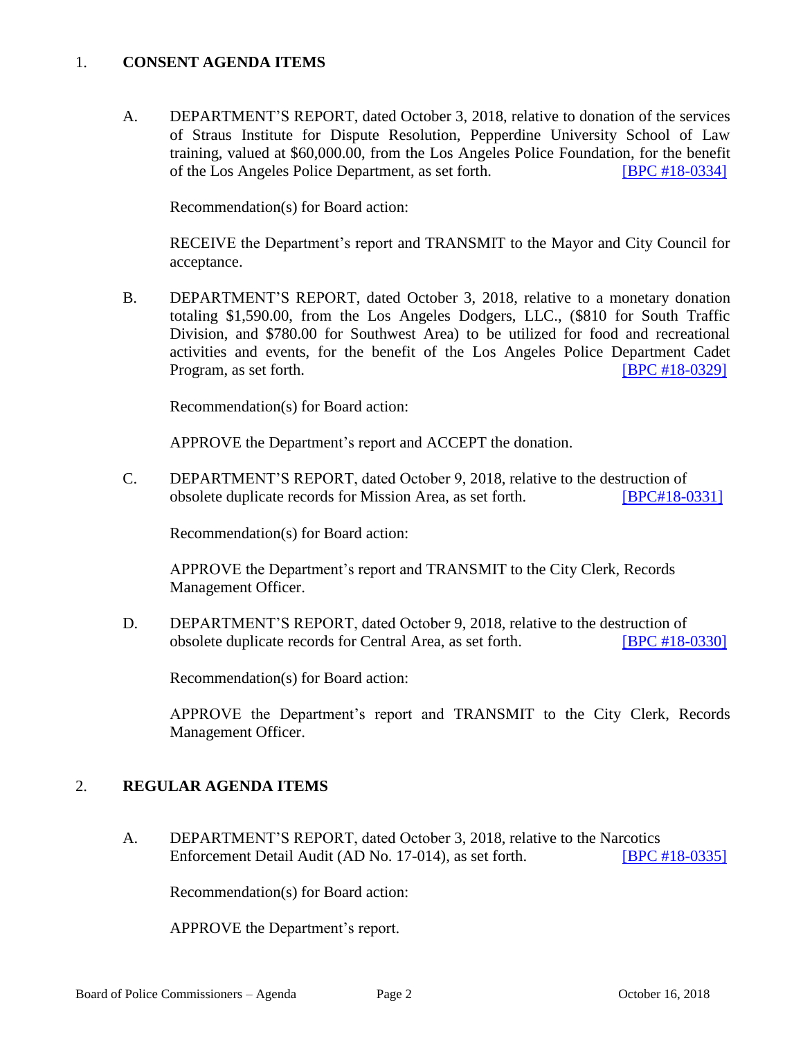## 1. CONSENT AGENDA ITEMS

A. DEPARTMENT'S REPORT, dated October 3, 2018, relative to donation of the services of Straus Institute for Dispute Resolution, Pepperdine University School of Law training, valued at $60,000.00, from the Los Angeles Police Foundation, for the benefit of the Los Angeles Police Department, as set forth. [BPC #18-0334]

Recommendation(s) for Board action:

RECEIVE the Department's report and TRANSMIT to the Mayor and City Council for acceptance.

B. DEPARTMENT'S REPORT, dated October 3, 2018, relative to a monetary donation totaling $1,590.00, from the Los Angeles Dodgers, LLC., ($810 for South Traffic Division, and $780.00 for Southwest Area) to be utilized for food and recreational activities and events, for the benefit of the Los Angeles Police Department Cadet Program, as set forth. [BPC #18-0329]

Recommendation(s) for Board action:

APPROVE the Department's report and ACCEPT the donation.

C. DEPARTMENT'S REPORT, dated October 9, 2018, relative to the destruction of obsolete duplicate records for Mission Area, as set forth. [BPC#18-0331]

Recommendation(s) for Board action:

APPROVE the Department's report and TRANSMIT to the City Clerk, Records Management Officer.

D. DEPARTMENT'S REPORT, dated October 9, 2018, relative to the destruction of obsolete duplicate records for Central Area, as set forth. [BPC #18-0330]

Recommendation(s) for Board action:

APPROVE the Department's report and TRANSMIT to the City Clerk, Records Management Officer.

## 2. REGULAR AGENDA ITEMS

A. DEPARTMENT'S REPORT, dated October 3, 2018, relative to the Narcotics Enforcement Detail Audit (AD No. 17-014), as set forth. [BPC #18-0335]

Recommendation(s) for Board action:

APPROVE the Department's report.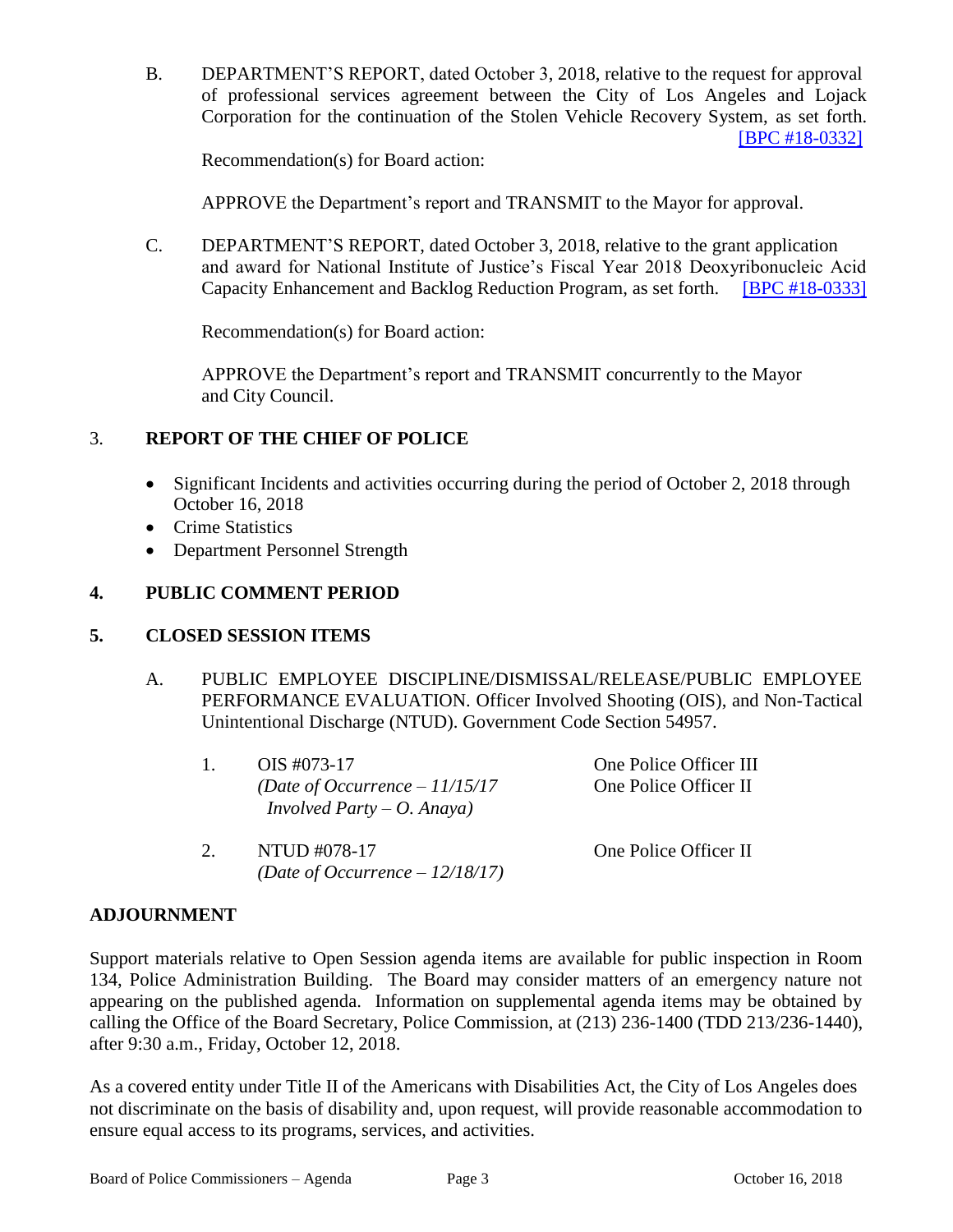B. DEPARTMENT'S REPORT, dated October 3, 2018, relative to the request for approval of professional services agreement between the City of Los Angeles and Lojack Corporation for the continuation of the Stolen Vehicle Recovery System, as set forth. [BPC #18-0332]

Recommendation(s) for Board action:

APPROVE the Department's report and TRANSMIT to the Mayor for approval.

C. DEPARTMENT'S REPORT, dated October 3, 2018, relative to the grant application and award for National Institute of Justice's Fiscal Year 2018 Deoxyribonucleic Acid Capacity Enhancement and Backlog Reduction Program, as set forth. [BPC #18-0333]

Recommendation(s) for Board action:

APPROVE the Department's report and TRANSMIT concurrently to the Mayor and City Council.

## 3. REPORT OF THE CHIEF OF POLICE

- Significant Incidents and activities occurring during the period of October 2, 2018 through October 16, 2018
- Crime Statistics
- Department Personnel Strength

## 4. PUBLIC COMMENT PERIOD

## 5. CLOSED SESSION ITEMS

A. PUBLIC EMPLOYEE DISCIPLINE/DISMISSAL/RELEASE/PUBLIC EMPLOYEE PERFORMANCE EVALUATION. Officer Involved Shooting (OIS), and Non-Tactical Unintentional Discharge (NTUD). Government Code Section 54957.

1. OIS #073-17 — One Police Officer III, One Police Officer II
   *(Date of Occurrence – 11/15/17*
   *Involved Party – O. Anaya)*

2. NTUD #078-17 — One Police Officer II
   *(Date of Occurrence – 12/18/17)*

## ADJOURNMENT

Support materials relative to Open Session agenda items are available for public inspection in Room 134, Police Administration Building. The Board may consider matters of an emergency nature not appearing on the published agenda. Information on supplemental agenda items may be obtained by calling the Office of the Board Secretary, Police Commission, at (213) 236-1400 (TDD 213/236-1440), after 9:30 a.m., Friday, October 12, 2018.

As a covered entity under Title II of the Americans with Disabilities Act, the City of Los Angeles does not discriminate on the basis of disability and, upon request, will provide reasonable accommodation to ensure equal access to its programs, services, and activities.